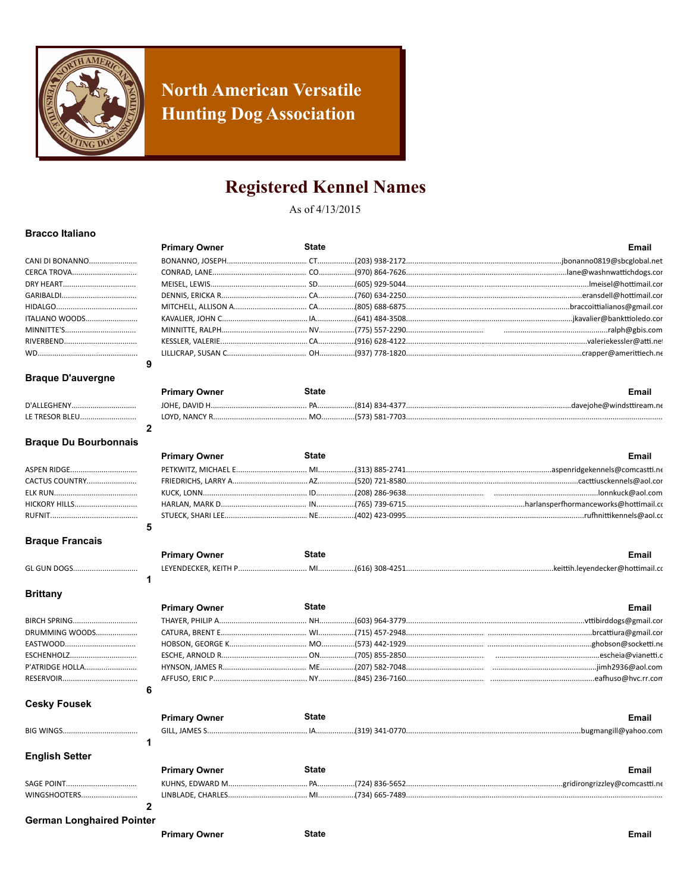# North American Versatile Hunting Dog Association

## Registered Kennel Names

As of 4/13/2015

### Bracco Italiano

| Kennel | Primary Owner | State | Phone | Email |
|---|---|---|---|---|
| CANI DI BONANNO | BONANNO, JOSEPH | CT | (203) 938-2172 | jbonanno0819@sbcglobal.net |
| CERCA TROVA | CONRAD, LANE | CO | (970) 864-7626 | lane@washnwattichdogs.cor |
| DRY HEART | MEISEL, LEWIS | SD | (605) 929-5044 | lmeisel@hottimail.cor |
| GARIBALDI | DENNIS, ERICKA R. | CA | (760) 634-2250 | eransdell@hottimail.cor |
| HIDALGO | MITCHELL, ALLISON A. | CA | (805) 688-6875 | braccoittialianos@gmail.cor |
| ITALIANO WOODS | KAVALIER, JOHN C. | IA | (641) 484-3508 | jkavalier@bankttioledo.cor |
| MINNITTE'S | MINNITTE, RALPH | NV | (775) 557-2290 | ralph@gbis.com |
| RIVERBEND | KESSLER, VALERIE | CA | (916) 628-4122 | valeriekessler@atti.net |
| WD | LILLICRAP, SUSAN C | OH | (937) 778-1820 | crapper@amerittiech.ne |

9

### Braque D'auvergne

| Kennel | Primary Owner | State | Phone | Email |
|---|---|---|---|---|
| D'ALLEGHENY | JOHE, DAVID H. | PA | (814) 834-4377 | davejohe@windsttiream.ne |
| LE TRESOR BLEU | LOYD, NANCY R. | MO | (573) 581-7703 | |

2

### Braque Du Bourbonnais

| Kennel | Primary Owner | State | Phone | Email |
|---|---|---|---|---|
| ASPEN RIDGE | PETKWITZ, MICHAEL E. | MI | (313) 885-2741 | aspenridgekennels@comcastti.ne |
| CACTUS COUNTRY | FRIEDRICHS, LARRY A. | AZ | (520) 721-8580 | cacttiusckennels@aol.cor |
| ELK RUN | KUCK, LONN | ID | (208) 286-9638 | lonnkuck@aol.com |
| HICKORY HILLS | HARLAN, MARK D. | IN | (765) 739-6715 | harlansperfhormanceworks@hottimail.cc |
| RUFNIT | STUECK, SHARI LEE | NE | (402) 423-0995 | rufhnittikennels@aol.cc |

5

### Braque Francais

| Kennel | Primary Owner | State | Phone | Email |
|---|---|---|---|---|
| GL GUN DOGS | LEYENDECKER, KEITH P. | MI | (616) 308-4251 | keittih.leyendecker@hottimail.cc |

1

### Brittany

| Kennel | Primary Owner | State | Phone | Email |
|---|---|---|---|---|
| BIRCH SPRING | THAYER, PHILIP A. | NH | (603) 964-3779 | vttibirddogs@gmail.cor |
| DRUMMING WOODS | CATURA, BRENT E. | WI | (715) 457-2948 | brcattiura@gmail.cor |
| EASTWOOD | HOBSON, GEORGE K. | MO | (573) 442-1929 | ghobson@socketti.ne |
| ESCHENHOLZ | ESCHE, ARNOLD R. | ON | (705) 855-2850 | escheia@vianetti.c |
| P'ATRIDGE HOLLA | HYNSON, JAMES R. | ME | (207) 582-7048 | jimh2936@aol.com |
| RESERVOIR | AFFUSO, ERIC P. | NY | (845) 236-7160 | eafhuso@hvc.rr.com |

6

### Cesky Fousek

| Kennel | Primary Owner | State | Phone | Email |
|---|---|---|---|---|
| BIG WINGS | GILL, JAMES S. | IA | (319) 341-0770 | bugmangill@yahoo.com |

1

### English Setter

| Kennel | Primary Owner | State | Phone | Email |
|---|---|---|---|---|
| SAGE POINT | KUHNS, EDWARD M. | PA | (724) 836-5652 | gridirongrizzley@comcastti.ne |
| WINGSHOOTERS | LINBLADE, CHARLES | MI | (734) 665-7489 | |

2

### German Longhaired Pointer

| Kennel | Primary Owner | State | Phone | Email |
|---|---|---|---|---|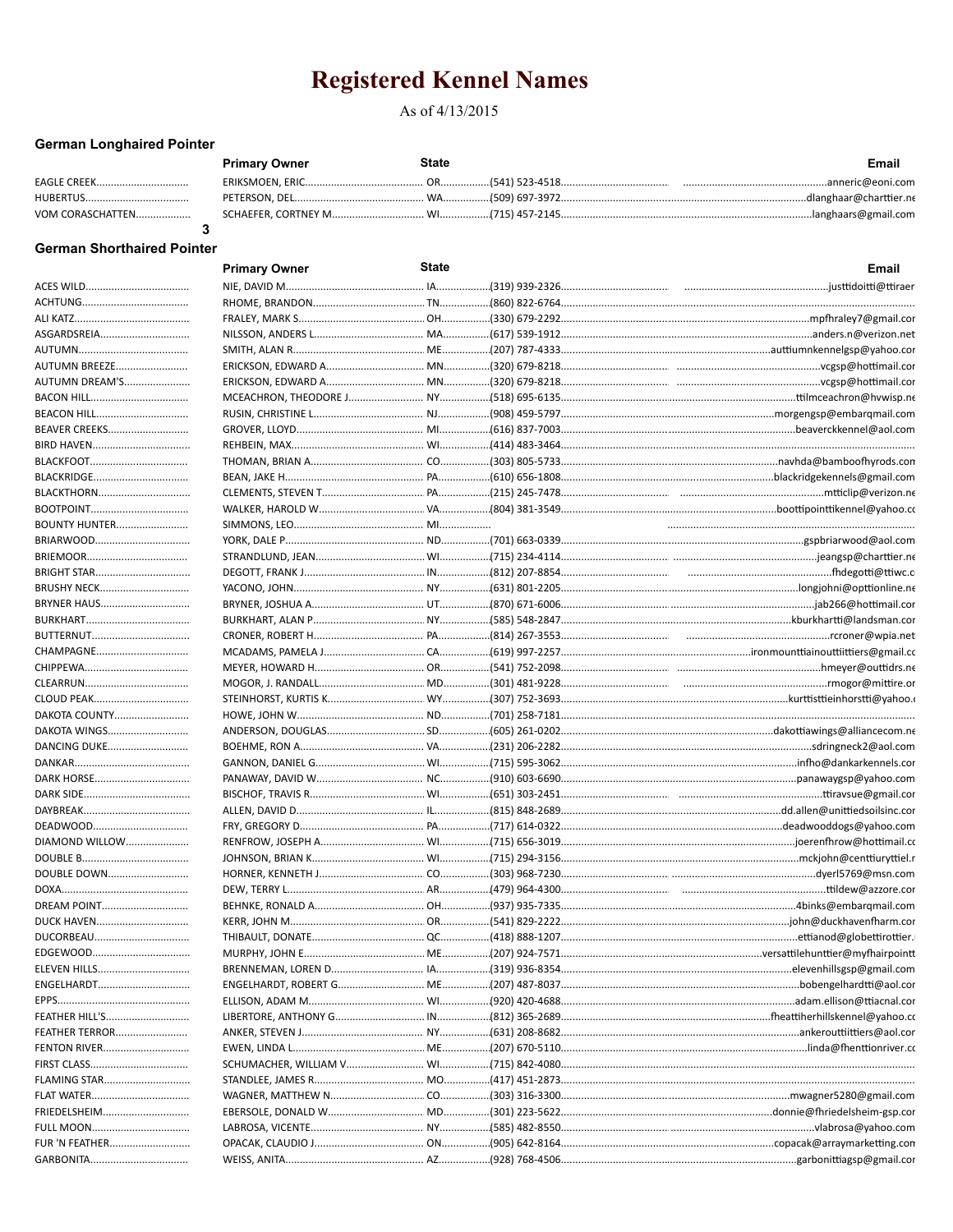# Registered Kennel Names

As of 4/13/2015

## German Longhaired Pointer

| Kennel Name | Primary Owner | State | Phone | Email |
|---|---|---|---|---|
| EAGLE CREEK | ERIKSMOEN, ERIC | OR | (541) 523-4518 | anneric@eoni.com |
| HUBERTUS | PETERSON, DEL | WA | (509) 697-3972 | dlanghaar@charttier.ne |
| VOM CORASCHATTEN | SCHAEFER, CORTNEY M | WI | (715) 457-2145 | langhaars@gmail.com |

3

## German Shorthaired Pointer

| Kennel Name | Primary Owner | State | Phone | Email |
|---|---|---|---|---|
| ACES WILD | NIE, DAVID M | IA | (319) 939-2326 | justtidoitti@ttiraer |
| ACHTUNG | RHOME, BRANDON | TN | (860) 822-6764 | |
| ALI KATZ | FRALEY, MARK S | OH | (330) 679-2292 | mpfhraley7@gmail.cor |
| ASGARDSREIA | NILSSON, ANDERS L | MA | (617) 539-1912 | anders.n@verizon.net |
| AUTUMN | SMITH, ALAN R | ME | (207) 787-4333 | auttiumnkennelgsp@yahoo.cor |
| AUTUMN BREEZE | ERICKSON, EDWARD A | MN | (320) 679-8218 | vcgsp@hottmail.cor |
| AUTUMN DREAM'S | ERICKSON, EDWARD A | MN | (320) 679-8218 | vcgsp@hottmail.cor |
| BACON HILL | MCEACHRON, THEODORE J | NY | (518) 695-6135 | ttilmceachron@hvwisp.ne |
| BEACON HILL | RUSIN, CHRISTINE L | NJ | (908) 459-5797 | morgengsp@embarqmail.com |
| BEAVER CREEKS | GROVER, LLOYD | MI | (616) 837-7003 | beaverckkennel@aol.com |
| BIRD HAVEN | REHBEIN, MAX | WI | (414) 483-3464 | |
| BLACKFOOT | THOMAN, BRIAN A | CO | (303) 805-5733 | navhda@bamboofhyrods.con |
| BLACKRIDGE | BEAN, JAKE H | PA | (610) 656-1808 | blackridgekennels@gmail.com |
| BLACKTHORN | CLEMENTS, STEVEN T | PA | (215) 245-7478 | mtticlip@verizon.ne |
| BOOTPOINT | WALKER, HAROLD W | VA | (804) 381-3549 | boottipointtikennel@yahoo.cc |
| BOUNTY HUNTER | SIMMONS, LEO | MI | | |
| BRIARWOOD | YORK, DALE P | ND | (701) 663-0339 | gspbriarwood@aol.com |
| BRIEMOOR | STRANDLUND, JEAN | WI | (715) 234-4114 | jeangsp@charttier.ne |
| BRIGHT STAR | DEGOTT, FRANK J | IN | (812) 207-8854 | fhdegotti@ttiwc.c |
| BRUSHY NECK | YACONO, JOHN | NY | (631) 801-2205 | longjohni@opttionline.ne |
| BRYNER HAUS | BRYNER, JOSHUA A | UT | (870) 671-6006 | jab266@hottmail.cor |
| BURKHART | BURKHART, ALAN P | NY | (585) 548-2847 | kburkhartti@landsman.cor |
| BUTTERNUT | CRONER, ROBERT H | PA | (814) 267-3553 | rcroner@wpia.net |
| CHAMPAGNE | MCADAMS, PAMELA J | CA | (619) 997-2257 | ironmounttiainouttiittiers@gmail.cc |
| CHIPPEWA | MEYER, HOWARD H | OR | (541) 752-2098 | hmeyer@outtidrs.ne |
| CLEARRUN | MOGOR, J. RANDALL | MD | (301) 481-9228 | rmogor@mittire.or |
| CLOUD PEAK | STEINHORST, KURTIS K | WY | (307) 752-3693 | kurttisttieinhorstti@yahoo.c |
| DAKOTA COUNTY | HOWE, JOHN W | ND | (701) 258-7181 | |
| DAKOTA WINGS | ANDERSON, DOUGLAS | SD | (605) 261-0202 | dakottiawings@alliancecom.ne |
| DANCING DUKE | BOEHME, RON A | VA | (231) 206-2282 | sdringneck2@aol.com |
| DANKAR | GANNON, DANIEL G | WI | (715) 595-3062 | infho@dankarkennels.cor |
| DARK HORSE | PANAWAY, DAVID W | NC | (910) 603-6690 | panawaygsp@yahoo.com |
| DARK SIDE | BISCHOF, TRAVIS R | WI | (651) 303-2451 | ttiravsue@gmail.cor |
| DAYBREAK | ALLEN, DAVID D | IL | (815) 848-2689 | dd.allen@unittiedsoilsinc.cor |
| DEADWOOD | FRY, GREGORY D | PA | (717) 614-0322 | deadwooddogs@yahoo.com |
| DIAMOND WILLOW | RENFROW, JOSEPH A | WI | (715) 656-3019 | joerenfhrow@hottimail.cc |
| DOUBLE B | JOHNSON, BRIAN K | WI | (715) 294-3156 | mckjohn@centtiurytiel.r |
| DOUBLE DOWN | HORNER, KENNETH J | CO | (303) 968-7230 | dyerl5769@msn.com |
| DOXA | DEW, TERRY L | AR | (479) 964-4300 | ttildew@azzore.cor |
| DREAM POINT | BEHNKE, RONALD A | OH | (937) 935-7335 | 4binks@embarqmail.com |
| DUCK HAVEN | KERR, JOHN M | OR | (541) 829-2222 | john@duckhavenfharm.cor |
| DUCORBEAU | THIBAULT, DONATE | QC | (418) 888-1207 | ettianod@globettirottier. |
| EDGEWOOD | MURPHY, JOHN E | ME | (207) 924-7571 | versattilehunttier@myfhairpointt |
| ELEVEN HILLS | BRENNEMAN, LOREN D | IA | (319) 936-8354 | elevenhillsgsp@gmail.com |
| ENGELHARDT | ENGELHARDT, ROBERT G | ME | (207) 487-8037 | bobengelhardtti@aol.cor |
| EPPS | ELLISON, ADAM M | WI | (920) 420-4688 | adam.ellison@ttiacnal.cor |
| FEATHER HILL'S | LIBERTORE, ANTHONY G | IN | (812) 365-2689 | fheattiherhillskennel@yahoo.cc |
| FEATHER TERROR | ANKER, STEVEN J | NY | (631) 208-8682 | ankerouttiittiers@aol.cor |
| FENTON RIVER | EWEN, LINDA L | ME | (207) 670-5110 | linda@fhenttionriver.cc |
| FIRST CLASS | SCHUMACHER, WILLIAM V | WI | (715) 842-4080 | |
| FLAMING STAR | STANDLEE, JAMES R | MO | (417) 451-2873 | |
| FLAT WATER | WAGNER, MATTHEW N | CO | (303) 316-3300 | mwagner5280@gmail.com |
| FRIEDELSHEIM | EBERSOLE, DONALD W | MD | (301) 223-5622 | donnie@fhriedelsheim-gsp.cor |
| FULL MOON | LABROSA, VICENTE | NY | (585) 482-8550 | vlabrosa@yahoo.com |
| FUR 'N FEATHER | OPACAK, CLAUDIO J | ON | (905) 642-8164 | copacak@arraymarketting.con |
| GARBONITA | WEISS, ANITA | AZ | (928) 768-4506 | garbonittiagsp@gmail.cor |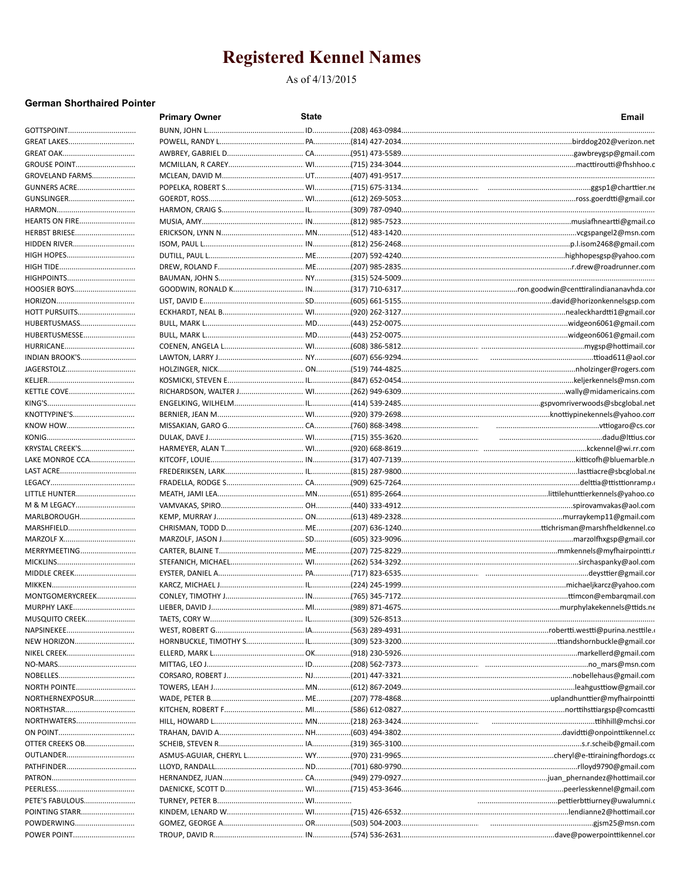# Registered Kennel Names

As of 4/13/2015

### German Shorthaired Pointer

| Kennel Name | Primary Owner | State | Phone | Email |
|---|---|---|---|---|
| GOTTSPOINT | BUNN, JOHN L | ID | (208) 463-0984 | |
| GREAT LAKES | POWELL, RANDY L | PA | (814) 427-2034 | birddog202@verizon.net |
| GREAT OAK | AWBREY, GABRIEL D | CA | (951) 473-5589 | gawbreygsp@gmail.com |
| GROUSE POINT | MCMILLAN, R CAREY | WI | (715) 234-3044 | macttiroutti@fhshhoo.c |
| GROVELAND FARMS | MCLEAN, DAVID M | UT | (407) 491-9517 | |
| GUNNERS ACRE | POPELKA, ROBERT S | WI | (715) 675-3134 | ggsp1@charttier.ne |
| GUNSLINGER | GOERDT, ROSS | WI | (612) 269-5053 | ross.goerdtti@gmail.cor |
| HARMON | HARMON, CRAIG S | IL | (309) 787-0940 | |
| HEARTS ON FIRE | MUSIA, AMY | IN | (812) 985-7523 | musiafhneartti@gmail.co |
| HERBST BRIESE | ERICKSON, LYNN N | MN | (512) 483-1420 | vcgspangel2@msn.com |
| HIDDEN RIVER | ISOM, PAUL L | IN | (812) 256-2468 | p.l.isom2468@gmail.com |
| HIGH HOPES | DUTILL, PAUL L | ME | (207) 592-4240 | highhopesgsp@yahoo.com |
| HIGH TIDE | DREW, ROLAND F | ME | (207) 985-2835 | r.drew@roadrunner.com |
| HIGHPOINTS | BAUMAN, JOHN S | NY | (315) 524-5009 | |
| HOOSIER BOYS | GOODWIN, RONALD K | IN | (317) 710-6317 | ron.goodwin@centtiralindiananavhda.cor |
| HORIZON | LIST, DAVID E | SD | (605) 661-5155 | david@horizonkennelsgsp.com |
| HOTT PURSUITS | ECKHARDT, NEAL B | WI | (920) 262-3127 | nealeckhardtti1@gmail.cor |
| HUBERTUSMASS | BULL, MARK L | MD | (443) 252-0075 | widgeon6061@gmail.com |
| HUBERTUSMESSE | BULL, MARK L | MD | (443) 252-0075 | widgeon6061@gmail.com |
| HURRICANE | COENEN, ANGELA L | WI | (608) 386-5812 | mygsp@hottimail.cor |
| INDIAN BROOK'S | LAWTON, LARRY J | NY | (607) 656-9294 | ttioad611@aol.cor |
| JAGERSTOLZ | HOLZINGER, NICK | ON | (519) 744-4825 | nholzinger@rogers.com |
| KELJER | KOSMICKI, STEVEN E | IL | (847) 652-0454 | keljerkennels@msn.com |
| KETTLE COVE | RICHARDSON, WALTER J | WI | (262) 949-6309 | wally@midamericains.com |
| KING'S | ENGELKING, WILHELM | IL | (414) 539-2485 | gspvomriverwoods@sbcglobal.net |
| KNOTTYPINE'S | BERNIER, JEAN M | WI | (920) 379-2698 | knottiypinekennels@yahoo.com |
| KNOW HOW | MISSAKIAN, GARO G | CA | (760) 868-3498 | vttiogaro@cs.cor |
| KONIG | DULAK, DAVE J | WI | (715) 355-3620 | dadu@lttius.cor |
| KRYSTAL CREEK'S | HARMEYER, ALAN T | WI | (920) 668-8619 | kckennel@wi.rr.com |
| LAKE MONROE CCA | KITCOFF, LOUIE | IN | (317) 407-7139 | kitticofh@bluemarble.n |
| LAST ACRE | FREDERIKSEN, LARK | IL | (815) 287-9800 | lasttiacre@sbcglobal.ne |
| LEGACY | FRADELLA, RODGE S | CA | (909) 625-7264 | delttia@ttisttionramp. |
| LITTLE HUNTER | MEATH, JAMI LEA | MN | (651) 895-2664 | littlehunttierkennels@yahoo.co |
| M & M LEGACY | VAMVAKAS, SPIRO | OH | (440) 333-4912 | spirovamvakas@aol.com |
| MARLBOROUGH | KEMP, MURRAY J | ON | (613) 489-2328 | murraykemp11@gmail.com |
| MARSHFIELD | CHRISMAN, TODD D | ME | (207) 636-1240 | ttichrisman@marshfheldkennel.co |
| MARZOLF X | MARZOLF, JASON J | SD | (605) 323-9096 | marzolfhxgsp@gmail.cor |
| MERRYMEETING | CARTER, BLAINE T | ME | (207) 725-8229 | mmkennels@myfhairpointti.r |
| MICKLINS | STEFANICH, MICHAEL | WI | (262) 534-3292 | sirchaspanky@aol.com |
| MIDDLE CREEK | EYSTER, DANIEL A | PA | (717) 823-6535 | deysttier@gmail.cor |
| MIKKEN | KARCZ, MICHAEL J | IL | (224) 245-1999 | michaeljkarcz@yahoo.com |
| MONTGOMERYCREEK | CONLEY, TIMOTHY J | IN | (765) 345-7172 | ttimcon@embarqmail.com |
| MURPHY LAKE | LIEBER, DAVID J | MI | (989) 871-4675 | murphylakekennels@ttids.ne |
| MUSQUITO CREEK | TAETS, CORY W | IL | (309) 526-8513 | |
| NAPSINEKEE | WEST, ROBERT G | IA | (563) 289-4931 | robertti.westti@purina.nesttile. |
| NEW HORIZON | HORNBUCKLE, TIMOTHY S | IL | (309) 523-3200 | ttiandshornbuckle@gmail.cor |
| NIKEL CREEK | ELLERD, MARK L | OK | (918) 230-5926 | markellerd@gmail.com |
| NO-MARS | MITTAG, LEO J | ID | (208) 562-7373 | no_mars@msn.com |
| NOBELLES | CORSARO, ROBERT J | NJ | (201) 447-3321 | nobellehaus@gmail.com |
| NORTH POINTE | TOWERS, LEAH J | MN | (612) 867-2049 | leahgustti\ow@gmail.cor |
| NORTHERNEXPOSUR | WADE, PETER B | ME | (207) 778-4868 | uplandhunttier@myfhairpointti |
| NORTHSTAR | KITCHEN, ROBERT F | MI | (586) 612-0827 | norttihsttiargsp@comcastti |
| NORTHWATERS | HILL, HOWARD L | MN | (218) 263-3424 | ttihhill@mchsi.cor |
| ON POINT | TRAHAN, DAVID A | NH | (603) 494-3802 | davidtti@onpointtikennel.cc |
| OTTER CREEKS OB | SCHEIB, STEVEN R | IA | (319) 365-3100 | s.r.scheib@gmail.com |
| OUTLANDER | ASMUS-AGUIAR, CHERYL L | WY | (970) 231-9965 | cheryl@e-ttirainingfhordogs.cc |
| PATHFINDER | LLOYD, RANDALL | ND | (701) 680-9790 | rlloyd9790@gmail.com |
| PATRON | HERNANDEZ, JUAN | CA | (949) 279-0927 | juan_phernandez@hottimail.cor |
| PEERLESS | DAENICKE, SCOTT D | WI | (715) 453-3646 | peerlesskennel@gmail.com |
| PETE'S FABULOUS | TURNEY, PETER B | WI | | pettierbttiurney@uwalumni.c |
| POINTING STARR | KINDEM, LENARD W | WI | (715) 426-6532 | lendianne2@hottimail.cor |
| POWDERWING | GOMEZ, GEORGE A | OR | (503) 504-2003 | gjsm25@msn.com |
| POWER POINT | TROUP, DAVID R | IN | (574) 536-2631 | dave@powerpointtikennel.cor |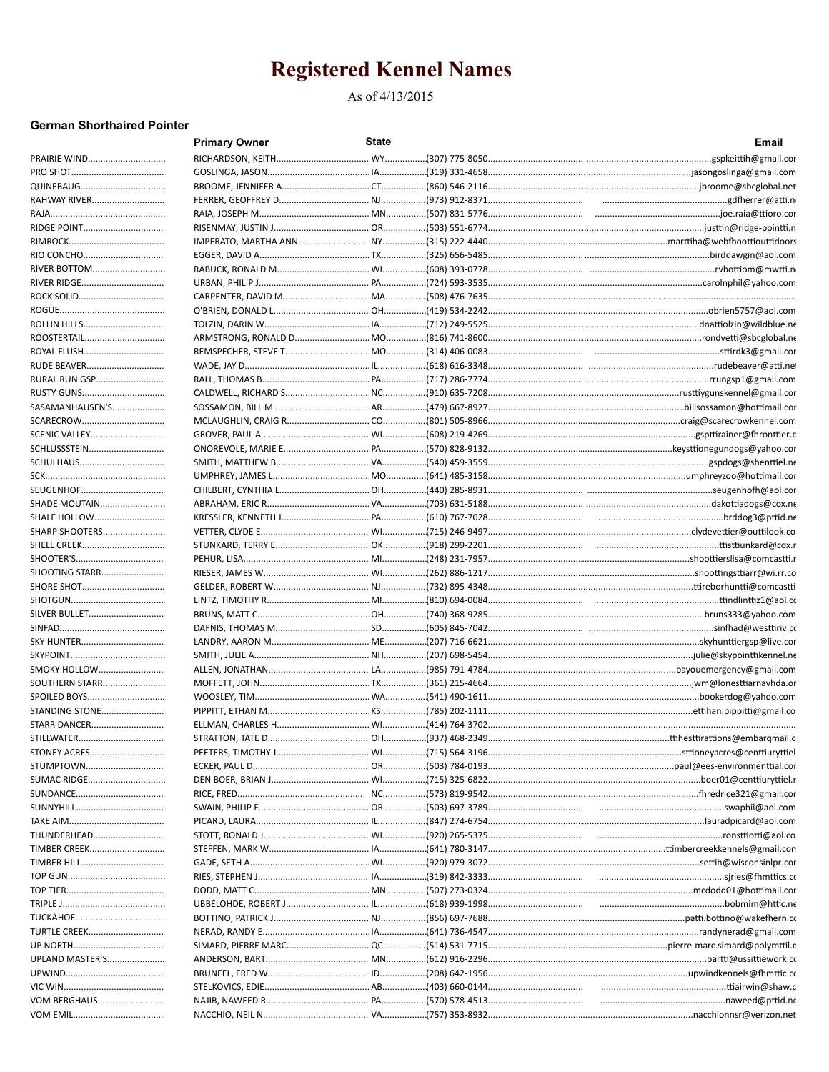# Registered Kennel Names

As of 4/13/2015

### German Shorthaired Pointer

| Kennel Name | Primary Owner | State | Phone | Email |
|---|---|---|---|---|
| PRAIRIE WIND | RICHARDSON, KEITH | WY | (307) 775-8050 | gspkeitth@gmail.com |
| PRO SHOT | GOSLINGA, JASON | IA | (319) 331-4658 | jasongoslinga@gmail.com |
| QUINEBAUG | BROOME, JENNIFER A | CT | (860) 546-2116 | jbroome@sbcglobal.net |
| RAHWAY RIVER | FERRER, GEOFFREY D | NJ | (973) 912-8371 | gdfherrer@atti.n |
| RAJA | RAIA, JOSEPH M | MN | (507) 831-5776 | joe.raia@ttioro.com |
| RIDGE POINT | RISENMAY, JUSTIN J | OR | (503) 551-6774 | justtin@ridge-pointti.n |
| RIMROCK | IMPERATO, MARTHA ANN | NY | (315) 222-4440 | marttiha@webfhoottiouttidoors |
| RIO CONCHO | EGGER, DAVID A | TX | (325) 656-5485 | birddawgin@aol.com |
| RIVER BOTTOM | RABUCK, RONALD M | WI | (608) 393-0778 | rvbottiom@mwtti.n |
| RIVER RIDGE | URBAN, PHILIP J | PA | (724) 593-3535 | carolnphil@yahoo.com |
| ROCK SOLID | CARPENTER, DAVID M | MA | (508) 476-7635 | |
| ROGUE | O'BRIEN, DONALD L | OH | (419) 534-2242 | obrien5757@aol.com |
| ROLLIN HILLS | TOLZIN, DARIN W | IA | (712) 249-5525 | dnattiolzin@wildblue.ne |
| ROOSTERTAIL | ARMSTRONG, RONALD D | MO | (816) 741-8600 | rondvetti@sbcglobal.ne |
| ROYAL FLUSH | REMSPECHER, STEVE T | MO | (314) 406-0083 | sttirdk3@gmail.com |
| RUDE BEAVER | WADE, JAY D | IL | (618) 616-3348 | rudebeaver@atti.net |
| RURAL RUN GSP | RALL, THOMAS B | PA | (717) 286-7774 | rrungsp1@gmail.com |
| RUSTY GUNS | CALDWELL, RICHARD S | NC | (910) 635-7208 | rusttiygunskennel@gmail.com |
| SASAMANHAUSEN'S | SOSSAMON, BILL M | AR | (479) 667-8927 | billsossamon@hottimail.com |
| SCARECROW | MCLAUGHLIN, CRAIG R | CO | (801) 505-8966 | craig@scarecrowkennel.com |
| SCENIC VALLEY | GROVER, PAUL A | WI | (608) 219-4269 | gsptttrainer@fhronttier.c |
| SCHLUSSSTEIN | ONOREVOLE, MARIE E | PA | (570) 828-9132 | keysttionegundogs@yahoo.com |
| SCHULHAUS | SMITH, MATTHEW B | VA | (540) 459-3559 | gspdogs@shenttiel.ne |
| SCK | UMPHREY, JAMES L | MO | (641) 485-3158 | umphreyzoo@hottimail.com |
| SEUGENHOF | CHILBERT, CYNTHIA L | OH | (440) 285-8931 | seugenhofh@aol.com |
| SHADE MOUTAIN | ABRAHAM, ERIC R | VA | (703) 631-5188 | dakottiadogs@cox.ne |
| SHALE HOLLOW | KRESSLER, KENNETH J | PA | (610) 767-7028 | brddog3@pttid.ne |
| SHARP SHOOTERS | VETTER, CLYDE E | WI | (715) 246-9497 | clydevettier@outtilook.co |
| SHELL CREEK | STUNKARD, TERRY E | OK | (918) 299-2201 | ttisttiunkard@cox.n |
| SHOOTER'S | PEHUR, LISA | MI | (248) 231-7957 | shoottierslisa@comcastti.n |
| SHOOTING STARR | RIESER, JAMES W | WI | (262) 886-1217 | shoottingsttiarr@wi.rr.co |
| SHORE SHOT | GELDER, ROBERT W | NJ | (732) 895-4348 | ttireborhuntti@comcastti |
| SHOTGUN | LINTZ, TIMOTHY R | MI | (810) 694-0084 | ttindlinttiz1@aol.co |
| SILVER BULLET | BRUNS, MATT C | OH | (740) 368-9285 | bruns333@yahoo.com |
| SINFAD | DAFNIS, THOMAS M | SD | (605) 845-7042 | sinfhad@westtiriv.co |
| SKY HUNTER | LANDRY, AARON M | ME | (207) 716-6621 | skyhunttiergsp@live.com |
| SKYPOINT | SMITH, JULIE A | NH | (207) 698-5454 | julie@skypointtikennel.ne |
| SMOKY HOLLOW | ALLEN, JONATHAN | LA | (985) 791-4784 | bayouemergency@gmail.com |
| SOUTHERN STARR | MOFFETT, JOHN | TX | (361) 215-4664 | jwm@lonesttiarnavhda.or |
| SPOILED BOYS | WOOSLEY, TIM | WA | (541) 490-1611 | bookerdog@yahoo.com |
| STANDING STONE | PIPPITT, ETHAN M | KS | (785) 202-1111 | ettihan.pippitti@gmail.co |
| STARR DANCER | ELLMAN, CHARLES H | WI | (414) 764-3702 | |
| STILLWATER | STRATTON, TATE D | OH | (937) 468-2349 | ttihesttirattions@embarqmail.c |
| STONEY ACRES | PEETERS, TIMOTHY J | WI | (715) 564-3196 | sttioneyacres@centtiuryttiel |
| STUMPTOWN | ECKER, PAUL D | OR | (503) 784-0193 | paul@ees-environmenttial.com |
| SUMAC RIDGE | DEN BOER, BRIAN J | WI | (715) 325-6822 | boer01@centtiuryttiel.n |
| SUNDANCE | RICE, FRED | NC | (573) 819-9542 | fhredrice321@gmail.com |
| SUNNYHILL | SWAIN, PHILIP F | OR | (503) 697-3789 | swaphil@aol.com |
| TAKE AIM | PICARD, LAURA | IL | (847) 274-6754 | lauradpicard@aol.com |
| THUNDERHEAD | STOTT, RONALD J | WI | (920) 265-5375 | ronsttiotti@aol.co |
| TIMBER CREEK | STEFFEN, MARK W | IA | (641) 780-3147 | ttimbercreekkennels@gmail.com |
| TIMBER HILL | GADE, SETH A | WI | (920) 979-3072 | settih@wisconsinlpr.com |
| TOP GUN | RIES, STEPHEN J | IA | (319) 842-3333 | sjries@fhmttics.co |
| TOP TIER | DODD, MATT C | MN | (507) 273-0324 | mcdodd01@hottimail.com |
| TRIPLE J | UBBELOHDE, ROBERT J | IL | (618) 939-1998 | bobmim@htttic.ne |
| TUCKAHOE | BOTTINO, PATRICK J | NJ | (856) 697-7688 | patti.bottino@wakefhern.co |
| TURTLE CREEK | NERAD, RANDY E | IA | (641) 736-4547 | randynerad@gmail.com |
| UP NORTH | SIMARD, PIERRE MARC | QC | (514) 531-7715 | pierre-marc.simard@polymttil.c |
| UPLAND MASTER'S | ANDERSON, BART | MN | (612) 916-2296 | bartti@ussittiework.co |
| UPWIND | BRUNEEL, FRED W | ID | (208) 642-1956 | upwindkennels@fhmttic.co |
| VIC WIN | STELKOVICS, EDIE | AB | (403) 660-0144 | ttiairwin@shaw.c |
| VOM BERGHAUS | NAJIB, NAWEED R | PA | (570) 578-4513 | naweed@pttid.ne |
| VOM EMIL | NACCHIO, NEIL N | VA | (757) 353-8932 | nacchionnsr@verizon.net |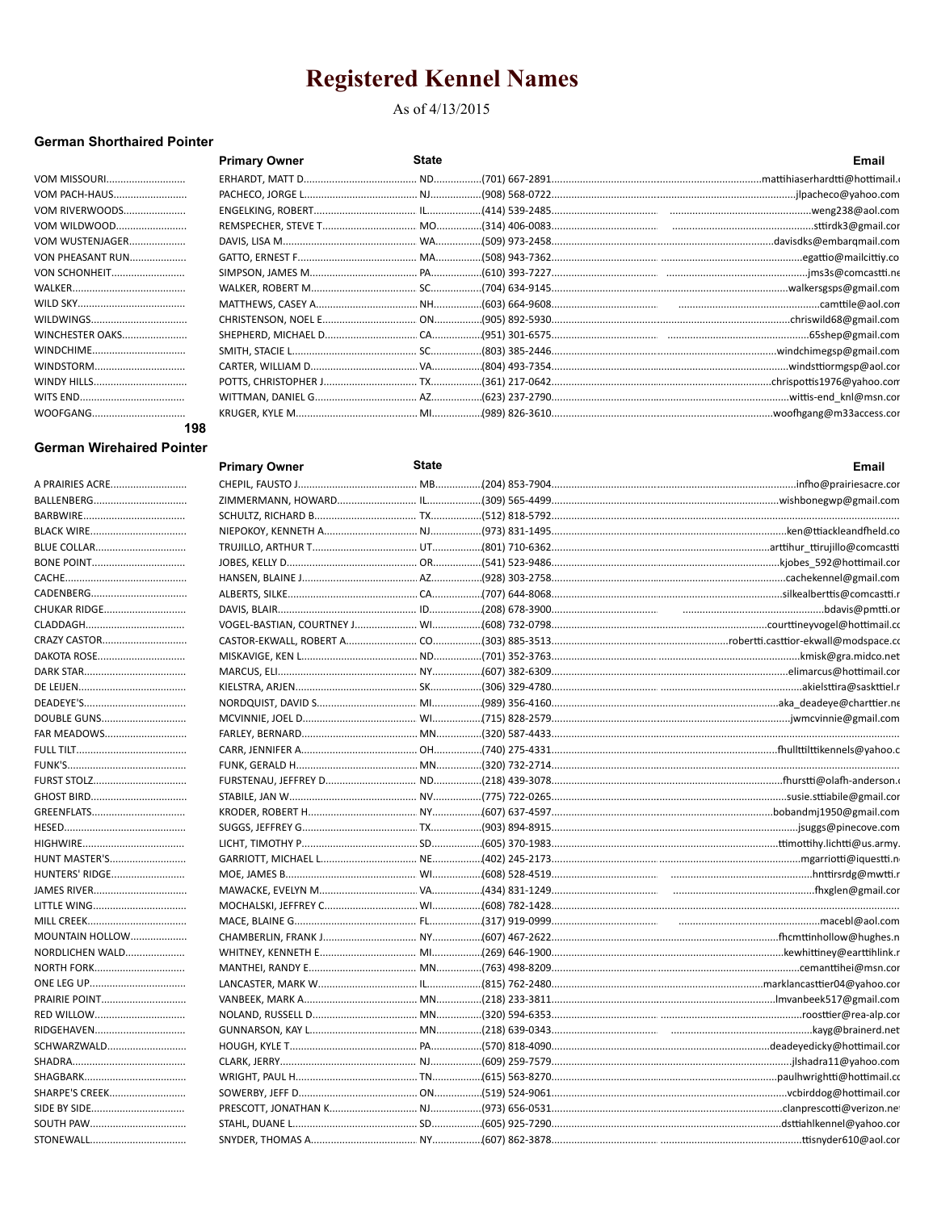# Registered Kennel Names

As of 4/13/2015

### German Shorthaired Pointer

| Kennel Name | Primary Owner | State | Phone | Email |
|---|---|---|---|---|
| VOM MISSOURI | ERHARDT, MATT D. | ND | (701) 667-2891 | mattihiaserhardtti@hottimail.c |
| VOM PACH-HAUS | PACHECO, JORGE L. | NJ | (908) 568-0722 | jlpacheco@yahoo.com |
| VOM RIVERWOODS | ENGELKING, ROBERT | IL | (414) 539-2485 | weng238@aol.com |
| VOM WILDWOOD | REMSPECHER, STEVE T. | MO | (314) 406-0083 | sttirdk3@gmail.cor |
| VOM WUSTENJAGER | DAVIS, LISA M. | WA | (509) 973-2458 | davisdks@embarqmail.com |
| VON PHEASANT RUN | GATTO, ERNEST F. | MA | (508) 943-7362 | egattio@mailcittiy.co |
| VON SCHONHEIT | SIMPSON, JAMES M. | PA | (610) 393-7227 | jms3s@comcastti.ne |
| WALKER | WALKER, ROBERT M. | SC | (704) 634-9145 | walkersgsps@gmail.com |
| WILD SKY | MATTHEWS, CASEY A. | NH | (603) 664-9608 | camttile@aol.con |
| WILDWINGS | CHRISTENSON, NOEL E. | ON | (905) 892-5930 | chriswild68@gmail.com |
| WINCHESTER OAKS | SHEPHERD, MICHAEL D. | CA | (951) 301-6575 | 65shep@gmail.com |
| WINDCHIME | SMITH, STACIE L. | SC | (803) 385-2446 | windchimegsp@gmail.com |
| WINDSTORM | CARTER, WILLIAM D. | VA | (804) 493-7354 | windsttiormgsp@aol.cor |
| WINDY HILLS | POTTS, CHRISTOPHER J. | TX | (361) 217-0642 | chrispottis1976@yahoo.con |
| WITS END | WITTMAN, DANIEL G. | AZ | (623) 237-2790 | wittis-end_knl@msn.cor |
| WOOFGANG | KRUGER, KYLE M. | MI | (989) 826-3610 | woofhgang@m33access.cor |

**198**

### German Wirehaired Pointer

| Kennel Name | Primary Owner | State | Phone | Email |
|---|---|---|---|---|
| A PRAIRIES ACRE | CHEPIL, FAUSTO J. | MB | (204) 853-7904 | infho@prairiesacre.cor |
| BALLENBERG | ZIMMERMANN, HOWARD | IL | (309) 565-4499 | wishbonegwp@gmail.com |
| BARBWIRE | SCHULTZ, RICHARD B. | TX | (512) 818-5792 | |
| BLACK WIRE | NIEPOKOY, KENNETH A. | NJ | (973) 831-1495 | ken@ttiackleandfheld.co |
| BLUE COLLAR | TRUJILLO, ARTHUR T. | UT | (801) 710-6362 | arttihur_ttirujillo@comcastti |
| BONE POINT | JOBES, KELLY D. | OR | (541) 523-9486 | kjobes_592@hottimail.cor |
| CACHE | HANSEN, BLAINE J. | AZ | (928) 303-2758 | cachekennel@gmail.com |
| CADENBERG | ALBERTS, SILKE | CA | (707) 644-8068 | silkealberttis@comcastti.r |
| CHUKAR RIDGE | DAVIS, BLAIR | ID | (208) 678-3900 | bdavis@pmtti.or |
| CLADDAGH | VOGEL-BASTIAN, COURTNEY J. | WI | (608) 732-0798 | courttineyvogel@hottimail.cc |
| CRAZY CASTOR | CASTOR-EKWALL, ROBERT A. | CO | (303) 885-3513 | robertti.casttior-ekwall@modspace.cc |
| DAKOTA ROSE | MISKAVIGE, KEN L. | ND | (701) 352-3763 | kmisk@gra.midco.net |
| DARK STAR | MARCUS, ELI | NY | (607) 382-6309 | elimarcus@hottimail.cor |
| DE LEIJEN | KIELSTRA, ARJEN | SK | (306) 329-4780 | akielsttira@sasktti el.r |
| DEADEYE'S | NORDQUIST, DAVID S. | MI | (989) 356-4160 | aka_deadeye@charttier.ne |
| DOUBLE GUNS | MCVINNIE, JOEL D. | WI | (715) 828-2579 | jwmcvinnie@gmail.com |
| FAR MEADOWS | FARLEY, BERNARD | MN | (320) 587-4433 | |
| FULL TILT | CARR, JENNIFER A. | OH | (740) 275-4331 | fhullttilttikennels@yahoo.c |
| FUNK'S | FUNK, GERALD H. | MN | (320) 732-2714 | |
| FURST STOLZ | FURSTENAU, JEFFREY D. | ND | (218) 439-3078 | fhurstti@olafh-anderson.c |
| GHOST BIRD | STABILE, JAN W. | NV | (775) 722-0265 | susie.sttiabile@gmail.cor |
| GREENFLATS | KRODER, ROBERT H. | NY | (607) 637-4597 | bobandmj1950@gmail.com |
| HESED | SUGGS, JEFFREY G. | TX | (903) 894-8915 | jsuggs@pinecove.com |
| HIGHWIRE | LICHT, TIMOTHY P. | SD | (605) 370-1983 | ttimottihy.lichtti@us.army. |
| HUNT MASTER'S | GARRIOTT, MICHAEL L. | NE | (402) 245-2173 | mgarriotti@iquestti.n |
| HUNTERS' RIDGE | MOE, JAMES B. | WI | (608) 528-4519 | hnttirsrdg@mwtti.r |
| JAMES RIVER | MAWACKE, EVELYN M. | VA | (434) 831-1249 | fhxglen@gmail.cor |
| LITTLE WING | MOCHALSKI, JEFFREY C. | WI | (608) 782-1428 | |
| MILL CREEK | MACE, BLAINE G. | FL | (317) 919-0999 | macebl@aol.com |
| MOUNTAIN HOLLOW | CHAMBERLIN, FRANK J. | NY | (607) 467-2622 | fhcmttinhollow@hughes.n |
| NORDLICHEN WALD | WHITNEY, KENNETH E. | MI | (269) 646-1900 | kewhittiney@earttihlink.r |
| NORTH FORK | MANTHEI, RANDY E. | MN | (763) 498-8209 | cemantthei@msn.cor |
| ONE LEG UP | LANCASTER, MARK W. | IL | (815) 762-2480 | marklancasttier04@yahoo.cor |
| PRAIRIE POINT | VANBEEK, MARK A. | MN | (218) 233-3811 | lmvanbeek517@gmail.cor |
| RED WILLOW | NOLAND, RUSSELL D. | MN | (320) 594-6353 | roosttier@rea-alp.cor |
| RIDGEHAVEN | GUNNARSON, KAY L. | MN | (218) 639-0343 | kayg@brainerd.net |
| SCHWARZWALD | HOUGH, KYLE T. | PA | (570) 818-4090 | deadeyedicky@hottimail.cor |
| SHADRA | CLARK, JERRY | NJ | (609) 259-7579 | jlshadra11@yahoo.com |
| SHAGBARK | WRIGHT, PAUL H. | TN | (615) 563-8270 | paulhwrightti@hottimail.cc |
| SHARPE'S CREEK | SOWERBY, JEFF D. | ON | (519) 524-9061 | vcbirddog@hottimail.cor |
| SIDE BY SIDE | PRESCOTT, JONATHAN K. | NJ | (973) 656-0531 | clanprescotti@verizon.ne |
| SOUTH PAW | STAHL, DUANE L. | SD | (605) 925-7290 | dsttiahlkennel@yahoo.cor |
| STONEWALL | SNYDER, THOMAS A. | NY | (607) 862-3878 | ttisnyder610@aol.cor |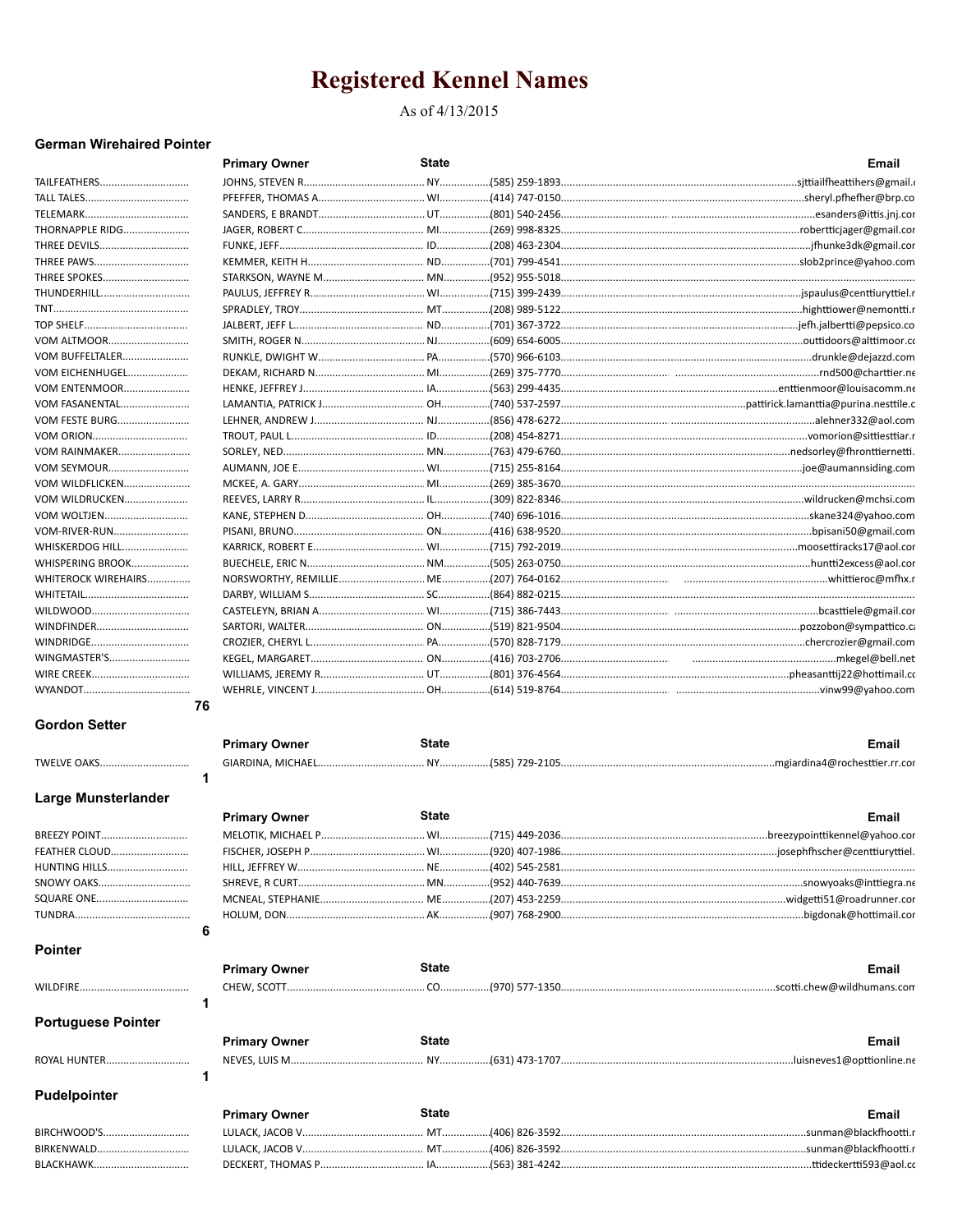# Registered Kennel Names

As of 4/13/2015

### German Wirehaired Pointer

| Kennel Name | Primary Owner | State | Phone | Email |
|---|---|---|---|---|
| TAILFEATHERS | JOHNS, STEVEN R | NY | (585) 259-1893 | sjttiailfheattihers@gmail.c |
| TALL TALES | PFEFFER, THOMAS A | WI | (414) 747-0150 | sheryl.pfhefher@brp.co |
| TELEMARK | SANDERS, E BRANDT | UT | (801) 540-2456 | esanders@ittis.jnj.cor |
| THORNAPPLE RIDG | JAGER, ROBERT C | MI | (269) 998-8325 | robertticjager@gmail.cor |
| THREE DEVILS | FUNKE, JEFF | ID | (208) 463-2304 | jfhunke3dk@gmail.cor |
| THREE PAWS | KEMMER, KEITH H | ND | (701) 799-4541 | slob2prince@yahoo.com |
| THREE SPOKES | STARKSON, WAYNE M | MN | (952) 955-5018 | |
| THUNDERHILL | PAULUS, JEFFREY R | WI | (715) 399-2439 | jspaulus@centtiuryttiel.r |
| TNT | SPRADLEY, TROY | MT | (208) 989-5122 | highttiower@nemontti.r |
| TOP SHELF | JALBERT, JEFF L | ND | (701) 367-3722 | jefh.jalbertti@pepsico.co |
| VOM ALTMOOR | SMITH, ROGER N | NJ | (609) 654-6005 | outtidoors@alttimoor.cc |
| VOM BUFFELTALER | RUNKLE, DWIGHT W | PA | (570) 966-6103 | drunkle@dejazzd.com |
| VOM EICHENHUGEL | DEKAM, RICHARD N | MI | (269) 375-7770 | rnd500@charttier.ne |
| VOM ENTENMOOR | HENKE, JEFFREY J | IA | (563) 299-4435 | enttienmoor@louisacomm.ne |
| VOM FASANENTAL | LAMANTIA, PATRICK J | OH | (740) 537-2597 | pattirick.lamanttia@purina.nesttile.c |
| VOM FESTE BURG | LEHNER, ANDREW J | NJ | (856) 478-6272 | alehner332@aol.com |
| VOM ORION | TROUT, PAUL L | ID | (208) 454-8271 | vomorion@sittiesttiar.r |
| VOM RAINMAKER | SORLEY, NED | MN | (763) 479-6760 | nedsorley@fhronttiernetti. |
| VOM SEYMOUR | AUMANN, JOE E | WI | (715) 255-8164 | joe@aumannsiding.com |
| VOM WILDFLICKEN | MCKEE, A. GARY | MI | (269) 385-3670 | |
| VOM WILDRUCKEN | REEVES, LARRY R | IL | (309) 822-8346 | wildrucken@mchsi.com |
| VOM WOLTJEN | KANE, STEPHEN D | OH | (740) 696-1016 | skane324@yahoo.com |
| VOM-RIVER-RUN | PISANI, BRUNO | ON | (416) 638-9520 | bpisani50@gmail.com |
| WHISKERDOG HILL | KARRICK, ROBERT E | WI | (715) 792-2019 | moosettiracks17@aol.cor |
| WHISPERING BROOK | BUECHELE, ERIC N | NM | (505) 263-0750 | huntti2excess@aol.cor |
| WHITEROCK WIREHAIRS | NORSWORTHY, REMILLIE | ME | (207) 764-0162 | whittieroc@mfhx.r |
| WHITETAIL | DARBY, WILLIAM S | SC | (864) 882-0215 | |
| WILDWOOD | CASTELEYN, BRIAN A | WI | (715) 386-7443 | bcasttiele@gmail.cor |
| WINDFINDER | SARTORI, WALTER | ON | (519) 821-9504 | pozzobon@sympattico.ca |
| WINDRIDGE | CROZIER, CHERYL L | PA | (570) 828-7179 | chercrozier@gmail.com |
| WINGMASTER'S | KEGEL, MARGARET | ON | (416) 703-2706 | mkegel@bell.net |
| WIRE CREEK | WILLIAMS, JEREMY R | UT | (801) 376-4564 | pheasanttij22@hottimail.cc |
| WYANDOT | WEHRLE, VINCENT J | OH | (614) 519-8764 | vinw99@yahoo.com |

76

### Gordon Setter

| Kennel Name | Primary Owner | State | Phone | Email |
|---|---|---|---|---|
| TWELVE OAKS | GIARDINA, MICHAEL | NY | (585) 729-2105 | mgiardina4@rochesttier.rr.cor |

1

### Large Munsterlander

| Kennel Name | Primary Owner | State | Phone | Email |
|---|---|---|---|---|
| BREEZY POINT | MELOTIK, MICHAEL P | WI | (715) 449-2036 | breezypointtikennel@yahoo.cor |
| FEATHER CLOUD | FISCHER, JOSEPH P | WI | (920) 407-1986 | josephfhscher@centtiuryttiel. |
| HUNTING HILLS | HILL, JEFFREY W | NE | (402) 545-2581 | |
| SNOWY OAKS | SHREVE, R CURT | MN | (952) 440-7639 | snowyoaks@inttiegra.ne |
| SQUARE ONE | MCNEAL, STEPHANIE | ME | (207) 453-2259 | widgetti51@roadrunner.cor |
| TUNDRA | HOLUM, DON | AK | (907) 768-2900 | bigdonak@hottimail.cor |

6

### Pointer

| Kennel Name | Primary Owner | State | Phone | Email |
|---|---|---|---|---|
| WILDFIRE | CHEW, SCOTT | CO | (970) 577-1350 | scotti.chew@wildhumans.com |

1

### Portuguese Pointer

| Kennel Name | Primary Owner | State | Phone | Email |
|---|---|---|---|---|
| ROYAL HUNTER | NEVES, LUIS M | NY | (631) 473-1707 | luisneves1@opttionline.ne |

1

### Pudelpointer

| Kennel Name | Primary Owner | State | Phone | Email |
|---|---|---|---|---|
| BIRCHWOOD'S | LULACK, JACOB V | MT | (406) 826-3592 | sunman@blackfhootti.r |
| BIRKENWALD | LULACK, JACOB V | MT | (406) 826-3592 | sunman@blackfhootti.r |
| BLACKHAWK | DECKERT, THOMAS P | IA | (563) 381-4242 | ttideckertti593@aol.cc |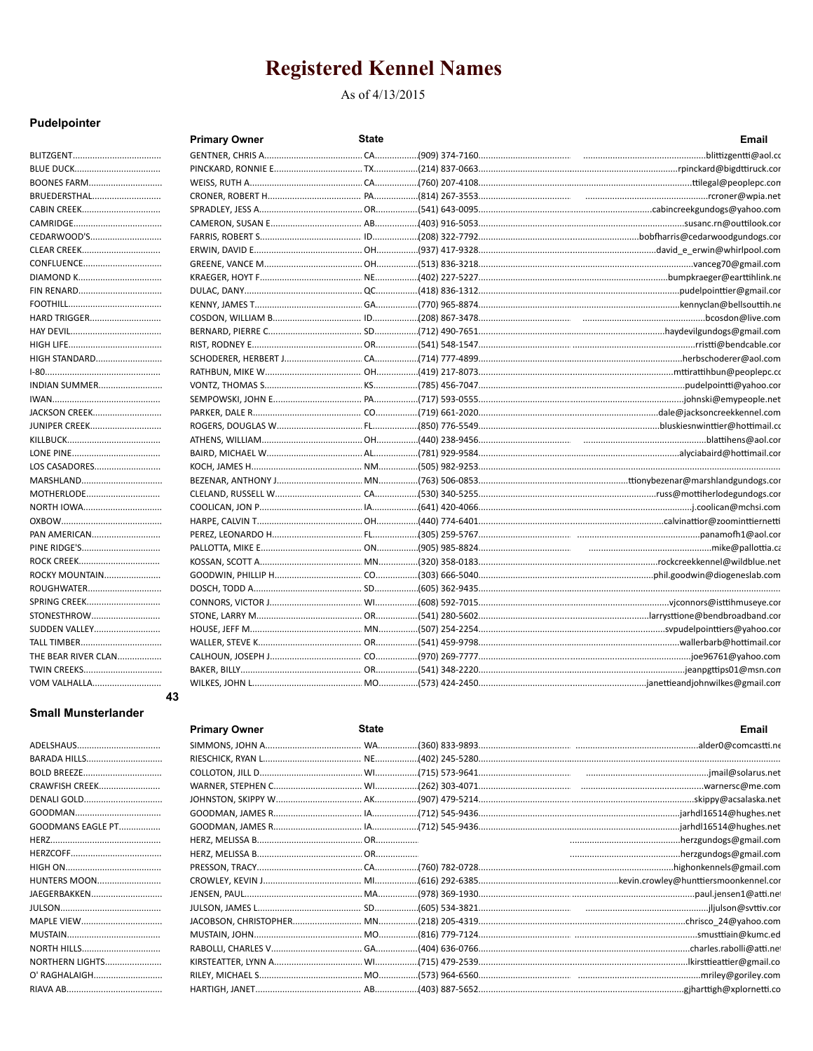# Registered Kennel Names

As of 4/13/2015

### Pudelpointer

| Kennel Name | Primary Owner | State | Phone | Email |
|---|---|---|---|---|
| BLITZGENT | GENTNER, CHRIS A. | CA | (909) 374-7160 | blittizgentti@aol.cc |
| BLUE DUCK | PINCKARD, RONNIE E | TX | (214) 837-0663 | rpinckard@bigdttiruck.cor |
| BOONES FARM | WEISS, RUTH A | CA | (760) 207-4108 | ttilegal@peoplepc.con |
| BRUEDERSTHAL | CRONER, ROBERT H | PA | (814) 267-3553 | rcroner@wpia.net |
| CABIN CREEK | SPRADLEY, JESS A | OR | (541) 643-0095 | cabincreekgundogs@yahoo.com |
| CAMRIDGE | CAMERON, SUSAN E | AB | (403) 916-5053 | susanc.rn@outtilook.cor |
| CEDARWOOD'S | FARRIS, ROBERT S | ID | (208) 322-7792 | bobfharris@cedarwoodgundogs.cor |
| CLEAR CREEK | ERWIN, DAVID E | OH | (937) 417-9328 | david_e_erwin@whirlpool.com |
| CONFLUENCE | GREENE, VANCE M | OH | (513) 836-3218 | vanceg70@gmail.com |
| DIAMOND K | KRAEGER, HOYT F | NE | (402) 227-5227 | bumpkraeger@earttihlink.ne |
| FIN RENARD | DULAC, DANY | QC | (418) 836-1312 | pudelpointtier@gmail.cor |
| FOOTHILL | KENNY, JAMES T | GA | (770) 965-8874 | kennyclan@bellsouttih.ne |
| HARD TRIGGER | COSDON, WILLIAM B | ID | (208) 867-3478 | bcosdon@live.com |
| HAY DEVIL | BERNARD, PIERRE C | SD | (712) 490-7651 | haydevilgundogs@gmail.com |
| HIGH LIFE | RIST, RODNEY E | OR | (541) 548-1547 | rristti@bendcable.cor |
| HIGH STANDARD | SCHODERER, HERBERT J | CA | (714) 777-4899 | herbschoderer@aol.com |
| I-80 | RATHBUN, MIKE W | OH | (419) 217-8073 | mttirattihbun@peoplepc.cc |
| INDIAN SUMMER | VONTZ, THOMAS S | KS | (785) 456-7047 | pudelpointti@yahoo.cor |
| IWAN | SEMPOWSKI, JOHN E | PA | (717) 593-0555 | johnski@emypeople.net |
| JACKSON CREEK | PARKER, DALE R | CO | (719) 661-2020 | dale@jacksoncreekkennel.com |
| JUNIPER CREEK | ROGERS, DOUGLAS W | FL | (850) 776-5549 | bluskiesnwinttier@hottimail.cc |
| KILLBUCK | ATHENS, WILLIAM | OH | (440) 238-9456 | blattihens@aol.cor |
| LONE PINE | BAIRD, MICHAEL W | AL | (781) 929-9584 | alyciabaird@hottimail.cor |
| LOS CASADORES | KOCH, JAMES H | NM | (505) 982-9253 | |
| MARSHLAND | BEZENAR, ANTHONY J | MN | (763) 506-0853 | ttionybezenar@marshlandgundogs.cor |
| MOTHERLODE | CLELAND, RUSSELL W | CA | (530) 340-5255 | russ@mottiherlodegundogs.cor |
| NORTH IOWA | COOLICAN, JON P | IA | (641) 420-4066 | j.coolican@mchsi.com |
| OXBOW | HARPE, CALVIN T | OH | (440) 774-6401 | calvinattior@zoominttiernetti |
| PAN AMERICAN | PEREZ, LEONARDO H | FL | (305) 259-5767 | panamofh1@aol.cor |
| PINE RIDGE'S | PALLOTTA, MIKE E | ON | (905) 985-8824 | mike@pallottia.ca |
| ROCK CREEK | KOSSAN, SCOTT A | MN | (320) 358-0183 | rockcreekkennel@wildblue.net |
| ROCKY MOUNTAIN | GOODWIN, PHILLIP H | CO | (303) 666-5040 | phil.goodwin@diogeneslab.com |
| ROUGHWATER | DOSCH, TODD A | SD | (605) 362-9435 | |
| SPRING CREEK | CONNORS, VICTOR J | WI | (608) 592-7015 | vjconnors@isttihmuseye.cor |
| STONESTHROW | STONE, LARRY M | OR | (541) 280-5602 | larrysttione@bendbroadband.cor |
| SUDDEN VALLEY | HOUSE, JEFF M | MN | (507) 254-2254 | svpudelpointtiers@yahoo.cor |
| TALL TIMBER | WALLER, STEVE K | OR | (541) 459-9798 | wallerbarb@hottimail.cor |
| THE BEAR RIVER CLAN | CALHOUN, JOSEPH J | CO | (970) 269-7777 | joe96761@yahoo.com |
| TWIN CREEKS | BAKER, BILLY | OR | (541) 348-2220 | jeanpgttips01@msn.con |
| VOM VALHALLA | WILKES, JOHN L | MO | (573) 424-2450 | janettieandjohnwilkes@gmail.com |

43

### Small Munsterlander

| Kennel Name | Primary Owner | State | Phone | Email |
|---|---|---|---|---|
| ADELSHAUS | SIMMONS, JOHN A | WA | (360) 833-9893 | alder0@comcastti.ne |
| BARADA HILLS | RIESCHICK, RYAN L | NE | (402) 245-5280 | |
| BOLD BREEZE | COLLOTON, JILL D | WI | (715) 573-9641 | jmail@solarus.net |
| CRAWFISH CREEK | WARNER, STEPHEN C | WI | (262) 303-4071 | warnersc@me.com |
| DENALI GOLD | JOHNSTON, SKIPPY W | AK | (907) 479-5214 | skippy@acsalaska.net |
| GOODMAN | GOODMAN, JAMES R | IA | (712) 545-9436 | jarhdl16514@hughes.net |
| GOODMANS EAGLE PT | GOODMAN, JAMES R | IA | (712) 545-9436 | jarhdl16514@hughes.net |
| HERZ | HERZ, MELISSA B | OR | | herzgundogs@gmail.com |
| HERZCOFF | HERZ, MELISSA B | OR | | herzgundogs@gmail.com |
| HIGH ON | PRESSON, TRACY | CA | (760) 782-0728 | highonkennels@gmail.com |
| HUNTERS MOON | CROWLEY, KEVIN J | MI | (616) 292-6385 | kevin.crowley@hunttiersmoonkennel.cor |
| JAEGERBAKKEN | JENSEN, PAUL | MA | (978) 369-1930 | paul.jensen1@atti.net |
| JULSON | JULSON, JAMES L | SD | (605) 534-3821 | jljulson@svttiv.cor |
| MAPLE VIEW | JACOBSON, CHRISTOPHER | MN | (218) 205-4319 | chrisco_24@yahoo.com |
| MUSTAIN | MUSTAIN, JOHN | MO | (816) 779-7124 | smusttiain@kumc.ed |
| NORTH HILLS | RABOLLI, CHARLES V | GA | (404) 636-0766 | charles.rabolli@atti.net |
| NORTHERN LIGHTS | KIRSTEATTER, LYNN A | WI | (715) 479-2539 | lkirsttieattier@gmail.co |
| O' RAGHALAIGH | RILEY, MICHAEL S | MO | (573) 964-6560 | mriley@goriley.com |
| RIAVA AB | HARTIGH, JANET | AB | (403) 887-5652 | gjharttigh@xplornetti.co |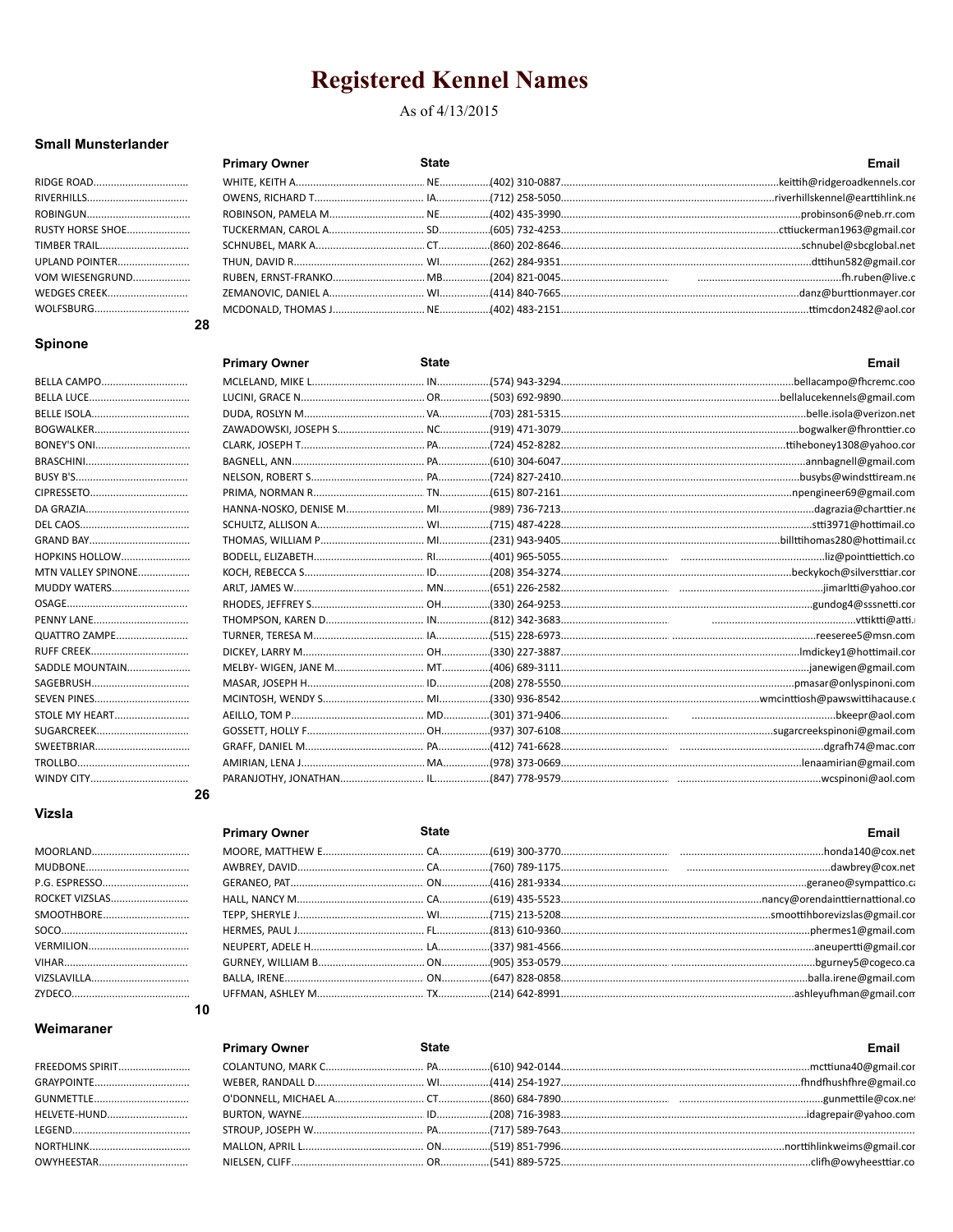# Registered Kennel Names

As of 4/13/2015

### Small Munsterlander

| | Primary Owner | State | | Email |
|---|---|---|---|---|
| RIDGE ROAD | WHITE, KEITH A. | NE | (402) 310-0887 | keittih@ridgeroadkennels.cor |
| RIVERHILLS | OWENS, RICHARD T | IA | (712) 258-5050 | riverhillskennel@earttihlink.ne |
| ROBINGUN | ROBINSON, PAMELA M | NE | (402) 435-3990 | probinson6@neb.rr.com |
| RUSTY HORSE SHOE | TUCKERMAN, CAROL A | SD | (605) 732-4253 | cttiuckerman1963@gmail.cor |
| TIMBER TRAIL | SCHNUBEL, MARK A | CT | (860) 202-8646 | schnubel@sbcglobal.net |
| UPLAND POINTER | THUN, DAVID R | WI | (262) 284-9351 | dttihun582@gmail.cor |
| VOM WIESENGRUND | RUBEN, ERNST-FRANKO | MB | (204) 821-0045 | fh.ruben@live.c |
| WEDGES CREEK | ZEMANOVIC, DANIEL A | WI | (414) 840-7665 | danz@burttionmayer.cor |
| WOLFSBURG | MCDONALD, THOMAS J | NE | (402) 483-2151 | ttimcdon2482@aol.cor |

28

### Spinone

| | Primary Owner | State | | Email |
|---|---|---|---|---|
| BELLA CAMPO | MCLELAND, MIKE L | IN | (574) 943-3294 | bellacampo@fhcremc.coo |
| BELLA LUCE | LUCINI, GRACE N | OR | (503) 692-9890 | bellalucekennels@gmail.com |
| BELLE ISOLA | DUDA, ROSLYN M | VA | (703) 281-5315 | belle.isola@verizon.net |
| BOGWALKER | ZAWADOWSKI, JOSEPH S | NC | (919) 471-3079 | bogwalker@fhronttier.co |
| BONEY'S ONI | CLARK, JOSEPH T | PA | (724) 452-8282 | ttiheboney1308@yahoo.cor |
| BRASCHINI | BAGNELL, ANN | PA | (610) 304-6047 | annbagnell@gmail.com |
| BUSY B'S | NELSON, ROBERT S | PA | (724) 827-2410 | busybs@windsttiream.ne |
| CIPRESSETO | PRIMA, NORMAN R | TN | (615) 807-2161 | npengineer69@gmail.com |
| DA GRAZIA | HANNA-NOSKO, DENISE M | MI | (989) 736-7213 | dagrazia@charttier.ne |
| DEL CAOS | SCHULTZ, ALLISON A | WI | (715) 487-4228 | stti3971@hottimail.co |
| GRAND BAY | THOMAS, WILLIAM P | MI | (231) 943-9405 | billttihomas280@hottimail.cc |
| HOPKINS HOLLOW | BODELL, ELIZABETH | RI | (401) 965-5055 | liz@pointtiettich.co |
| MTN VALLEY SPINONE | KOCH, REBECCA S | ID | (208) 354-3274 | beckykoch@silverstttiar.cor |
| MUDDY WATERS | ARLT, JAMES W | MN | (651) 226-2582 | jimarltti@yahoo.cor |
| OSAGE | RHODES, JEFFREY S | OH | (330) 264-9253 | gundog4@sssnetti.cor |
| PENNY LANE | THOMPSON, KAREN D | IN | (812) 342-3683 | vttiktti@atti.r |
| QUATTRO ZAMPE | TURNER, TERESA M | IA | (515) 228-6973 | reeseree5@msn.com |
| RUFF CREEK | DICKEY, LARRY M | OH | (330) 227-3887 | lmdickey1@hottimail.cor |
| SADDLE MOUNTAIN | MELBY- WIGEN, JANE M | MT | (406) 689-3111 | janewigen@gmail.com |
| SAGEBRUSH | MASAR, JOSEPH H | ID | (208) 278-5550 | pmasar@onlyspinoni.com |
| SEVEN PINES | MCINTOSH, WENDY S | MI | (330) 936-8542 | wmcinttiosh@pawswittihacause.c |
| STOLE MY HEART | AEILLO, TOM P | MD | (301) 371-9406 | bkeepr@aol.com |
| SUGARCREEK | GOSSETT, HOLLY F | OH | (937) 307-6108 | sugarcreekspinoni@gmail.com |
| SWEETBRIAR | GRAFF, DANIEL M | PA | (412) 741-6628 | dgrafh74@mac.cor |
| TROLLBO | AMIRIAN, LENA J | MA | (978) 373-0669 | lenaamirian@gmail.com |
| WINDY CITY | PARANJOTHY, JONATHAN | IL | (847) 778-9579 | wcspinoni@aol.com |

26

### Vizsla

| | Primary Owner | State | | Email |
|---|---|---|---|---|
| MOORLAND | MOORE, MATTHEW E | CA | (619) 300-3770 | honda140@cox.net |
| MUDBONE | AWBREY, DAVID | CA | (760) 789-1175 | dawbrey@cox.net |
| P.G. ESPRESSO | GERANEO, PAT | ON | (416) 281-9334 | geraneo@sympattico.c |
| ROCKET VIZSLAS | HALL, NANCY M | CA | (619) 435-5523 | nancy@orendainttiernattional.co |
| SMOOTHBORE | TEPP, SHERYLE J | WI | (715) 213-5208 | smoottihborevizslas@gmail.cor |
| SOCO | HERMES, PAUL J | FL | (813) 610-9360 | phermes1@gmail.com |
| VERMILION | NEUPERT, ADELE H | LA | (337) 981-4566 | aneupertti@gmail.cor |
| VIHAR | GURNEY, WILLIAM B | ON | (905) 353-0579 | bgurney5@cogeco.ca |
| VIZSLAVILLA | BALLA, IRENE | ON | (647) 828-0858 | balla.irene@gmail.com |
| ZYDECO | UFFMAN, ASHLEY M | TX | (214) 642-8991 | ashleyufhman@gmail.cor |

10

### Weimaraner

| | Primary Owner | State | | Email |
|---|---|---|---|---|
| FREEDOMS SPIRIT | COLANTUNO, MARK C | PA | (610) 942-0144 | mcttiuna40@gmail.cor |
| GRAYPOINTE | WEBER, RANDALL D | WI | (414) 254-1927 | fhndfhushfhre@gmail.co |
| GUNMETTLE | O'DONNELL, MICHAEL A | CT | (860) 684-7890 | gunmettle@cox.ne |
| HELVETE-HUND | BURTON, WAYNE | ID | (208) 716-3983 | idagrepair@yahoo.com |
| LEGEND | STROUP, JOSEPH W | PA | (717) 589-7643 | |
| NORTHLINK | MALLON, APRIL L | ON | (519) 851-7996 | norttihlinkweims@gmail.cor |
| OWYHEESTAR | NIELSEN, CLIFF | OR | (541) 889-5725 | clifh@owyheesttiar.co |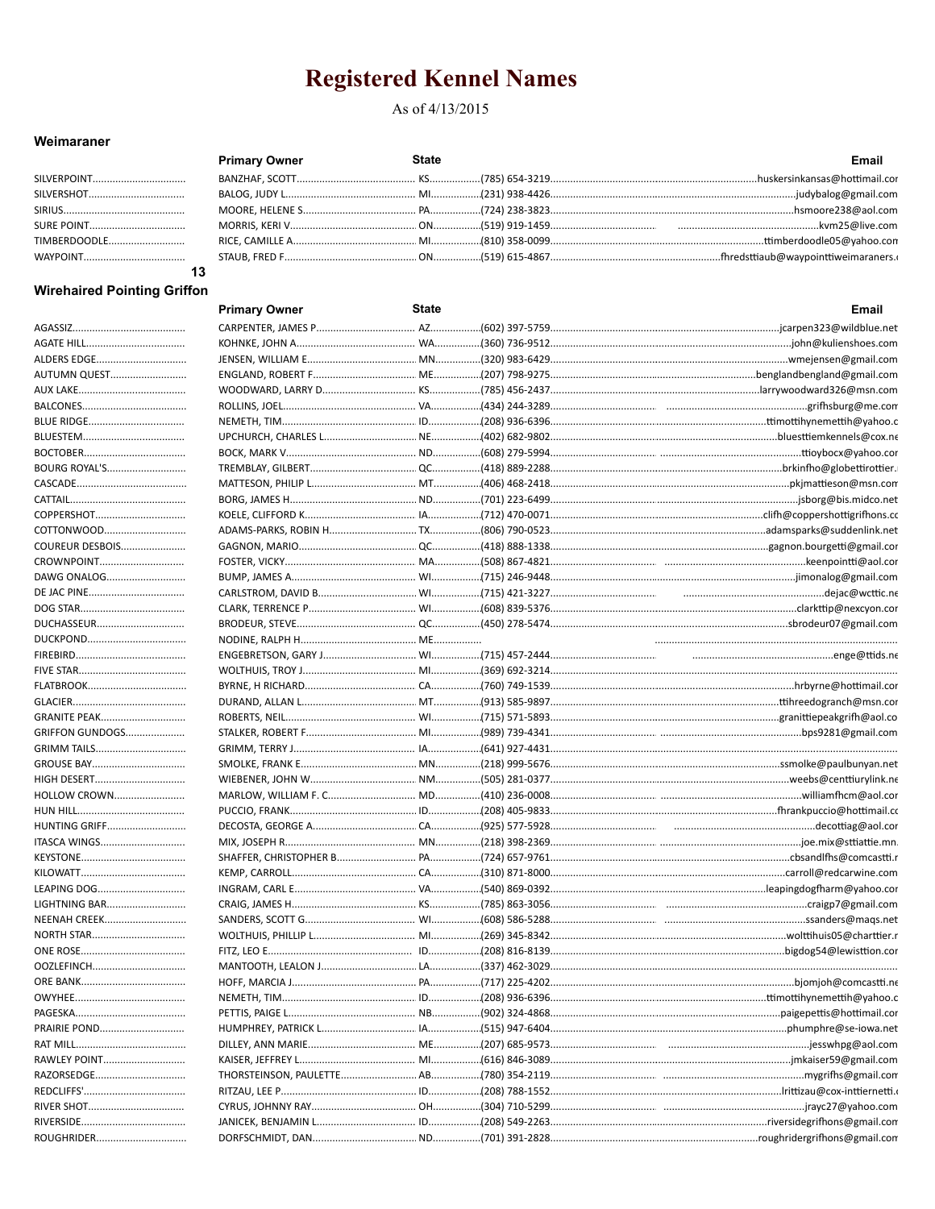# Registered Kennel Names

As of 4/13/2015

## Weimaraner

| | Primary Owner | State | | Email |
|---|---|---|---|---|
| SILVERPOINT | BANZHAF, SCOTT | KS | (785) 654-3219 | huskersinkansas@hottimail.cor |
| SILVERSHOT | BALOG, JUDY L | MI | (231) 938-4426 | judybalog@gmail.com |
| SIRIUS | MOORE, HELENE S | PA | (724) 238-3823 | hsmoore238@aol.com |
| SURE POINT | MORRIS, KERI V | ON | (519) 919-1459 | kvm25@live.com |
| TIMBERDOODLE | RICE, CAMILLE A | MI | (810) 358-0099 | ttimberdoodle05@yahoo.con |
| WAYPOINT | STAUB, FRED F | ON | (519) 615-4867 | fhredsttiaub@waypointtiweimaraners.c |

13

## Wirehaired Pointing Griffon

| | Primary Owner | State | | Email |
|---|---|---|---|---|
| AGASSIZ | CARPENTER, JAMES P | AZ | (602) 397-5759 | jcarpen323@wildblue.net |
| AGATE HILL | KOHNKE, JOHN A | WA | (360) 736-9512 | john@kulienshoes.com |
| ALDERS EDGE | JENSEN, WILLIAM E | MN | (320) 983-6429 | wmejensen@gmail.com |
| AUTUMN QUEST | ENGLAND, ROBERT F | ME | (207) 798-9275 | benglandbengland@gmail.com |
| AUX LAKE | WOODWARD, LARRY D | KS | (785) 456-2437 | larrywoodward326@msn.com |
| BALCONES | ROLLINS, JOEL | VA | (434) 244-3289 | grifhsburg@me.com |
| BLUE RIDGE | NEMETH, TIM | ID | (208) 936-6396 | ttimottihynemettih@yahoo.c |
| BLUESTEM | UPCHURCH, CHARLES L | NE | (402) 682-9802 | bluesttiemkennels@cox.ne |
| BOCTOBER | BOCK, MARK V | ND | (608) 279-5994 | ttioybocx@yahoo.cor |
| BOURG ROYAL'S | TREMBLAY, GILBERT | QC | (418) 889-2288 | brkinfho@globettirottier. |
| CASCADE | MATTESON, PHILIP L | MT | (406) 468-2418 | pkjmattieson@msn.com |
| CATTAIL | BORG, JAMES H | ND | (701) 223-6499 | jsborg@bis.midco.net |
| COPPERSHOT | KOELE, CLIFFORD K | IA | (712) 470-0071 | clifh@coppershottigrifhons.cc |
| COTTONWOOD | ADAMS-PARKS, ROBIN H | TX | (806) 790-0523 | adamsparks@suddenlink.net |
| COUREUR DESBOIS | GAGNON, MARIO | QC | (418) 888-1338 | gagnon.bourgetti@gmail.cor |
| CROWNPOINT | FOSTER, VICKY | MA | (508) 867-4821 | keenpointti@aol.cor |
| DAWG ONALOG | BUMP, JAMES A | WI | (715) 246-9448 | jimonalog@gmail.com |
| DE JAC PINE | CARLSTROM, DAVID B | WI | (715) 421-3227 | dejac@wcttic.ne |
| DOG STAR | CLARK, TERRENCE P | WI | (608) 839-5376 | clarkttip@nexcyon.cor |
| DUCHASSEUR | BRODEUR, STEVE | QC | (450) 278-5474 | sbrodeur07@gmail.com |
| DUCKPOND | NODINE, RALPH H | ME | | |
| FIREBIRD | ENGEBRETSON, GARY J | WI | (715) 457-2444 | enge@ttids.ne |
| FIVE STAR | WOLTHUIS, TROY J | MI | (369) 692-3214 | |
| FLATBROOK | BYRNE, H RICHARD | CA | (760) 749-1539 | hrbyrne@hottimail.cor |
| GLACIER | DURAND, ALLAN L | MT | (913) 585-9897 | ttihreedogranch@msn.cor |
| GRANITE PEAK | ROBERTS, NEIL | WI | (715) 571-5893 | granittiepeakgrifh@aol.co |
| GRIFFON GUNDOGS | STALKER, ROBERT F | MI | (989) 739-4341 | bps9281@gmail.com |
| GRIMM TAILS | GRIMM, TERRY J | IA | (641) 927-4431 | |
| GROUSE BAY | SMOLKE, FRANK E | MN | (218) 999-5676 | ssmolke@paulbunyan.net |
| HIGH DESERT | WIEBENER, JOHN W | NM | (505) 281-0377 | weebs@centtiurylink.ne |
| HOLLOW CROWN | MARLOW, WILLIAM F. C | MD | (410) 236-0008 | williamfhcm@aol.cor |
| HUN HILL | PUCCIO, FRANK | ID | (208) 405-9833 | fhrankpuccio@hottimail.cc |
| HUNTING GRIFF | DECOSTA, GEORGE A | CA | (925) 577-5928 | decottiag@aol.cor |
| ITASCA WINGS | MIX, JOSEPH R | MN | (218) 398-2369 | joe.mix@sttiattie.mn. |
| KEYSTONE | SHAFFER, CHRISTOPHER B | PA | (724) 657-9761 | cbsandlfhs@comcastti.r |
| KILOWATT | KEMP, CARROLL | CA | (310) 871-8000 | carroll@redcarwine.com |
| LEAPING DOG | INGRAM, CARL E | VA | (540) 869-0392 | leapingdogfharm@yahoo.cor |
| LIGHTNING BAR | CRAIG, JAMES H | KS | (785) 863-3056 | craigp7@gmail.com |
| NEENAH CREEK | SANDERS, SCOTT G | WI | (608) 586-5288 | ssanders@maqs.net |
| NORTH STAR | WOLTHUIS, PHILLIP L | MI | (269) 345-8342 | wolttihuis05@charttier.r |
| ONE ROSE | FITZ, LEO E | ID | (208) 816-8139 | bigdog54@lewisttion.cor |
| OOZLEFINCH | MANTOOTH, LEALON J | LA | (337) 462-3029 | |
| ORE BANK | HOFF, MARCIA J | PA | (717) 225-4202 | bjomjoh@comcastti.ne |
| OWYHEE | NEMETH, TIM | ID | (208) 936-6396 | ttimottihynemettih@yahoo.c |
| PAGESKA | PETTIS, PAIGE L | NB | (902) 324-4868 | paigepettis@hottimail.cor |
| PRAIRIE POND | HUMPHREY, PATRICK L | IA | (515) 947-6404 | phumphre@se-iowa.net |
| RAT MILL | DILLEY, ANN MARIE | ME | (207) 685-9573 | jesswhpg@aol.com |
| RAWLEY POINT | KAISER, JEFFREY L | MI | (616) 846-3089 | jmkaiser59@gmail.com |
| RAZORSEDGE | THORSTEINSON, PAULETTE | AB | (780) 354-2119 | mygrifhs@gmail.cor |
| REDCLIFFS' | RITZAU, LEE P | ID | (208) 788-1552 | lrittizau@cox-inttiernetti.c |
| RIVER SHOT | CYRUS, JOHNNY RAY | OH | (304) 710-5299 | jrayc27@yahoo.com |
| RIVERSIDE | JANICEK, BENJAMIN L | ID | (208) 549-2263 | riversidegrifhons@gmail.con |
| ROUGHRIDER | DORFSCHMIDT, DAN | ND | (701) 391-2828 | roughridergrifhons@gmail.con |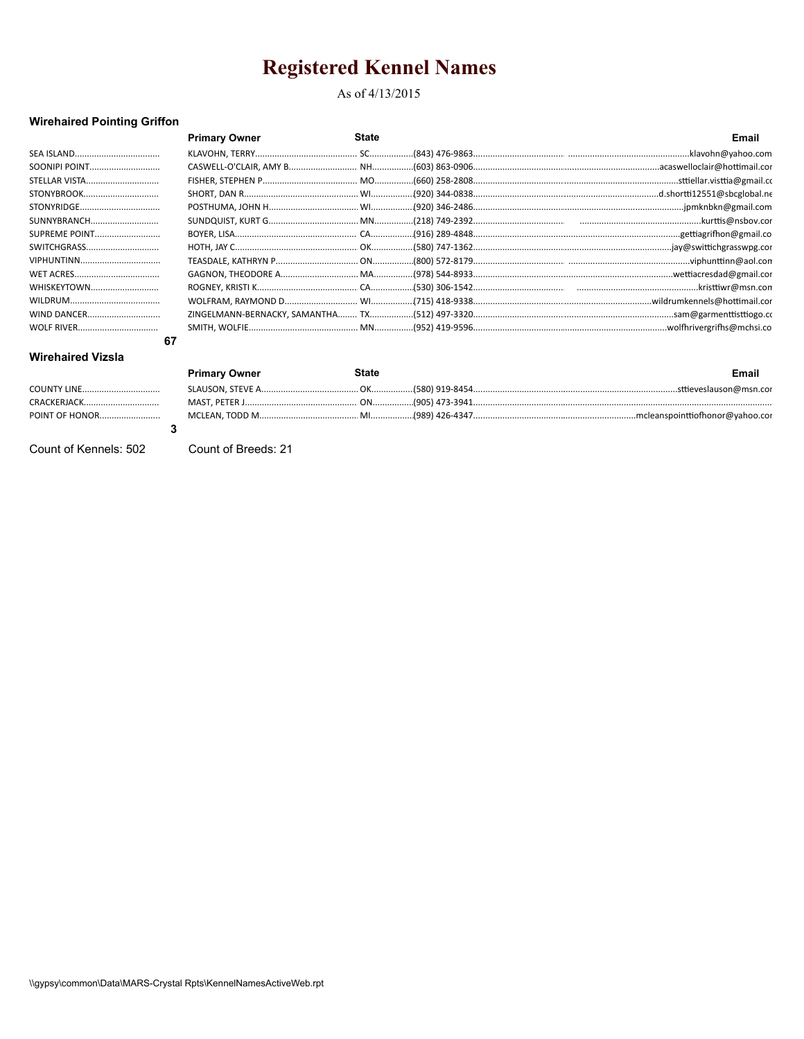# Registered Kennel Names

As of 4/13/2015

### Wirehaired Pointing Griffon

| | Primary Owner | State | | Email |
|---|---|---|---|---|
| SEA ISLAND | KLAVOHN, TERRY | SC | (843) 476-9863 | klavohn@yahoo.com |
| SOONIPI POINT | CASWELL-O'CLAIR, AMY B | NH | (603) 863-0906 | acaswelloclair@hottimail.cor |
| STELLAR VISTA | FISHER, STEPHEN P | MO | (660) 258-2808 | sttiellar.visttia@gmail.cc |
| STONYBROOK | SHORT, DAN R | WI | (920) 344-0838 | d.shortti12551@sbcglobal.ne |
| STONYRIDGE | POSTHUMA, JOHN H | WI | (920) 346-2486 | jpmknbkn@gmail.com |
| SUNNYBRANCH | SUNDQUIST, KURT G | MN | (218) 749-2392 | kurttis@nsbov.cor |
| SUPREME POINT | BOYER, LISA | CA | (916) 289-4848 | gettiagrifhon@gmail.co |
| SWITCHGRASS | HOTH, JAY C | OK | (580) 747-1362 | jay@swittichgrasswpg.cor |
| VIPHUNTINN | TEASDALE, KATHRYN P | ON | (800) 572-8179 | viphunttinn@aol.con |
| WET ACRES | GAGNON, THEODORE A | MA | (978) 544-8933 | wettiacresdad@gmail.cor |
| WHISKEYTOWN | ROGNEY, KRISTI K | CA | (530) 306-1542 | kristtiwr@msn.con |
| WILDRUM | WOLFRAM, RAYMOND D | WI | (715) 418-9338 | wildrumkennels@hottimail.cor |
| WIND DANCER | ZINGELMANN-BERNACKY, SAMANTHA | TX | (512) 497-3320 | sam@garmenttisttiogo.cc |
| WOLF RIVER | SMITH, WOLFIE | MN | (952) 419-9596 | wolfhrivergrifhs@mchsi.co |

**67**

### Wirehaired Vizsla

| | Primary Owner | State | | Email |
|---|---|---|---|---|
| COUNTY LINE | SLAUSON, STEVE A | OK | (580) 919-8454 | sttieveslauson@msn.cor |
| CRACKERJACK | MAST, PETER J | ON | (905) 473-3941 | |
| POINT OF HONOR | MCLEAN, TODD M | MI | (989) 426-4347 | mcleanspointtiofhonor@yahoo.cor |

**3**

Count of Kennels: 502 Count of Breeds: 21

\\gypsy\common\Data\MARS-Crystal Rpts\KennelNamesActiveWeb.rpt